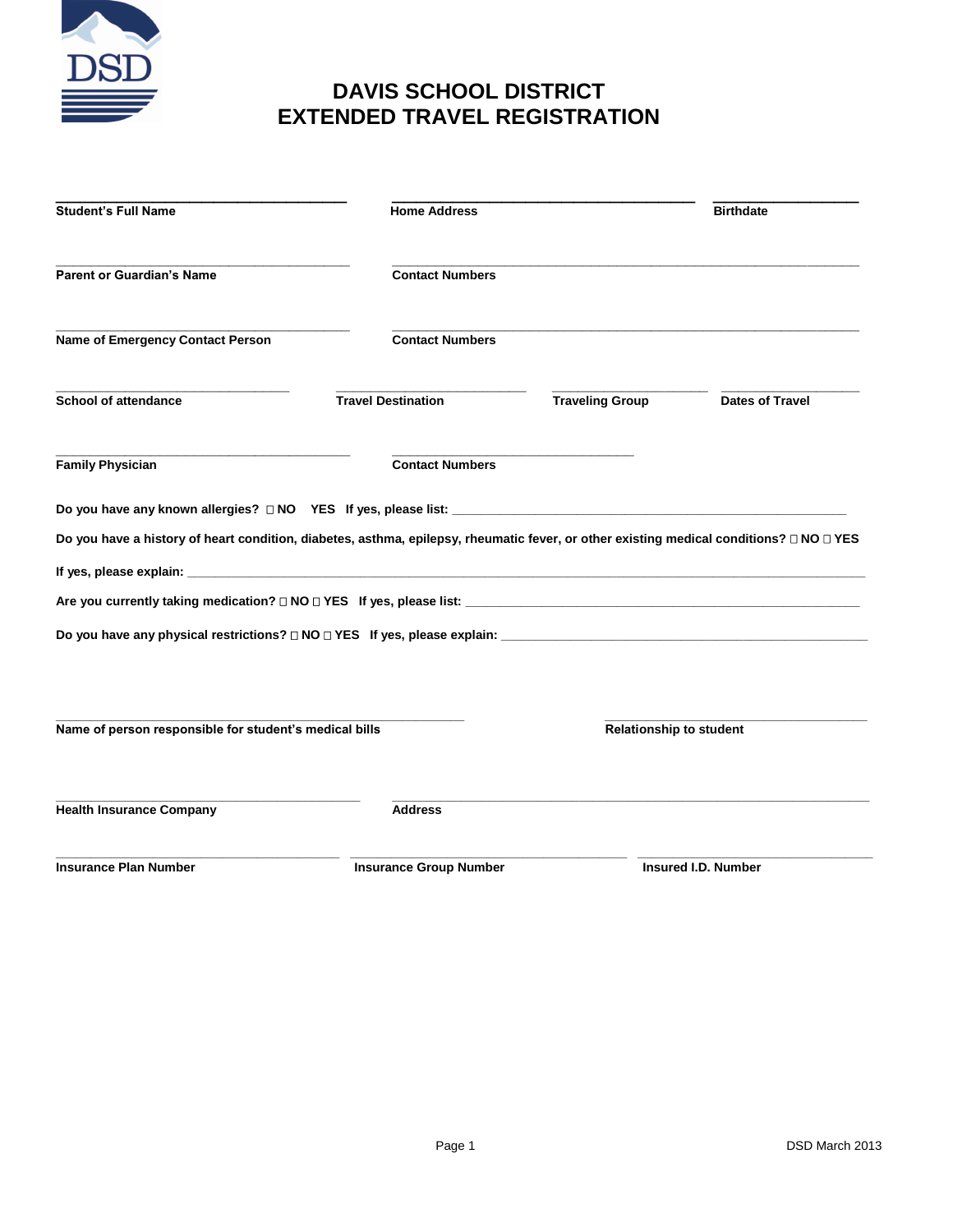# DAVIS SCHOOL DISTRICT
# EXTENDED TRAVEL REGISTRATION

______________________________ ______________________________ ______________
**Student's Full Name** **Home Address** **Birthdate**

______________________________ ______________________________________________
**Parent or Guardian's Name** **Contact Numbers**

______________________________ ______________________________________________
**Name of Emergency Contact Person** **Contact Numbers**

________________________ ____________________ ________________ ______________
**School of attendance** **Travel Destination** **Traveling Group** **Dates of Travel**

______________________________ __________________________
**Family Physician** **Contact Numbers**

**Do you have any known allergies? ☐ NO YES If yes, please list:** ________________________________________________

**Do you have a history of heart condition, diabetes, asthma, epilepsy, rheumatic fever, or other existing medical conditions? ☐ NO ☐ YES**

**If yes, please explain:** ________________________________________________________________________________

**Are you currently taking medication? ☐ NO ☐ YES If yes, please list:** ________________________________________________

**Do you have any physical restrictions? ☐ NO ☐ YES If yes, please explain:** ____________________________________________

__________________________________________ ___________________________
**Name of person responsible for student's medical bills** **Relationship to student**

______________________________ ______________________________________________
**Health Insurance Company** **Address**

____________________________ ____________________________ ________________________
**Insurance Plan Number** **Insurance Group Number** **Insured I.D. Number**

DSD March 2013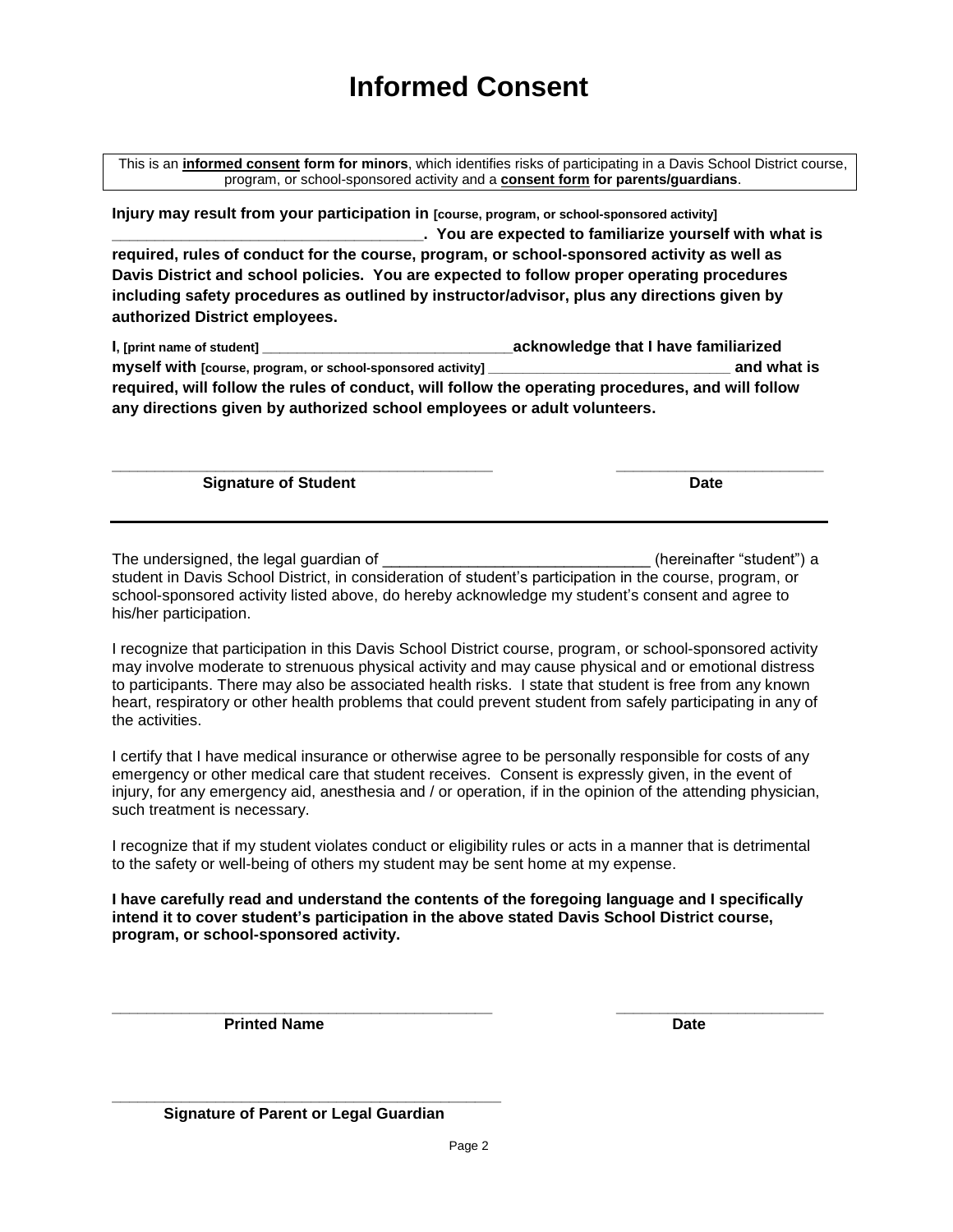# Informed Consent

This is an **informed consent form for minors**, which identifies risks of participating in a Davis School District course, program, or school-sponsored activity and a **consent form for parents/guardians**.

**Injury may result from your participation in** **[course, program, or school-sponsored activity] ____________________________________. You are expected to familiarize yourself with what is required, rules of conduct for the course, program, or school-sponsored activity as well as Davis District and school policies. You are expected to follow proper operating procedures including safety procedures as outlined by instructor/advisor, plus any directions given by authorized District employees.**

**I, [print name of student] ________________________________acknowledge that I have familiarized myself with [course, program, or school-sponsored activity] _______________________________ and what is required, will follow the rules of conduct, will follow the operating procedures, and will follow any directions given by authorized school employees or adult volunteers.**

______________________________________________ ________________________

**Signature of Student** **Date**

---

The undersigned, the legal guardian of _______________________________ (hereinafter "student") a student in Davis School District, in consideration of student's participation in the course, program, or school-sponsored activity listed above, do hereby acknowledge my student's consent and agree to his/her participation.

I recognize that participation in this Davis School District course, program, or school-sponsored activity may involve moderate to strenuous physical activity and may cause physical and or emotional distress to participants. There may also be associated health risks. I state that student is free from any known heart, respiratory or other health problems that could prevent student from safely participating in any of the activities.

I certify that I have medical insurance or otherwise agree to be personally responsible for costs of any emergency or other medical care that student receives. Consent is expressly given, in the event of injury, for any emergency aid, anesthesia and / or operation, if in the opinion of the attending physician, such treatment is necessary.

I recognize that if my student violates conduct or eligibility rules or acts in a manner that is detrimental to the safety or well-being of others my student may be sent home at my expense.

**I have carefully read and understand the contents of the foregoing language and I specifically intend it to cover student's participation in the above stated Davis School District course, program, or school-sponsored activity.**

______________________________________________ ________________________

**Printed Name** **Date**

______________________________________________

**Signature of Parent or Legal Guardian**